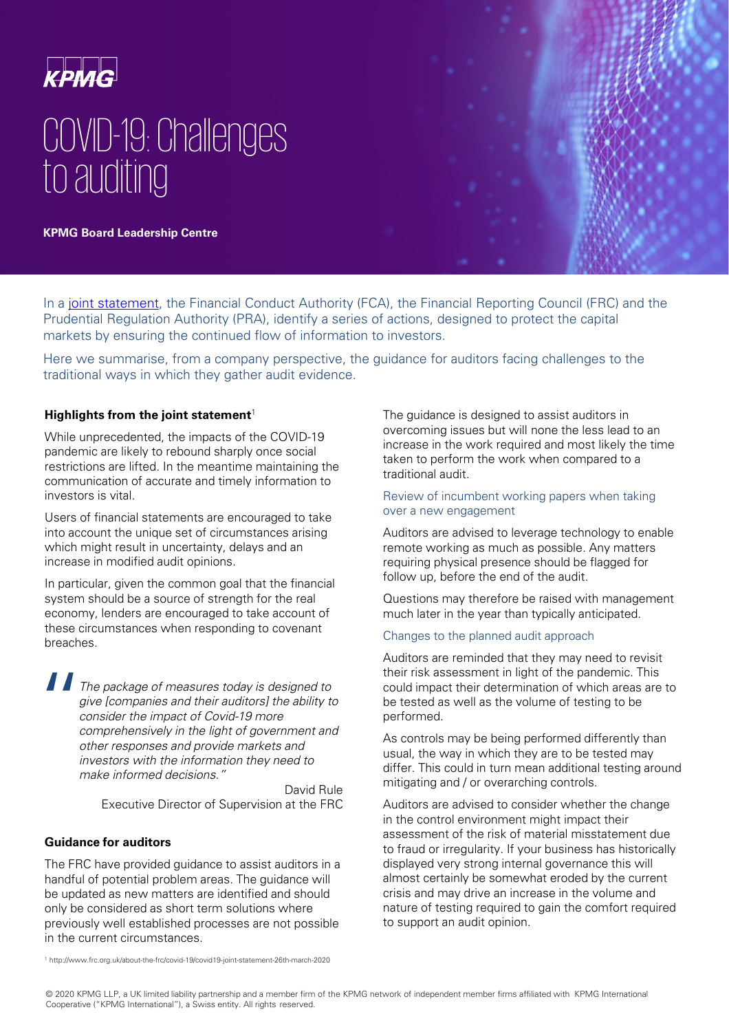KPMG

# COVID-19: Challenges to auditing

**KPMG Board Leadership Centre**

In a joint statement, the Financial Conduct Authority (FCA), the Financial Reporting Council (FRC) and the Prudential Regulation Authority (PRA), identify a series of actions, designed to protect the capital markets by ensuring the continued flow of information to investors.

Here we summarise, from a company perspective, the guidance for auditors facing challenges to the traditional ways in which they gather audit evidence.

### Highlights from the joint statement[1]

While unprecedented, the impacts of the COVID-19 pandemic are likely to rebound sharply once social restrictions are lifted. In the meantime maintaining the communication of accurate and timely information to investors is vital.

Users of financial statements are encouraged to take into account the unique set of circumstances arising which might result in uncertainty, delays and an increase in modified audit opinions.

In particular, given the common goal that the financial system should be a source of strength for the real economy, lenders are encouraged to take account of these circumstances when responding to covenant breaches.

> *The package of measures today is designed to give [companies and their auditors] the ability to consider the impact of Covid-19 more comprehensively in the light of government and other responses and provide markets and investors with the information they need to make informed decisions."*
>
> David Rule
> Executive Director of Supervision at the FRC

### Guidance for auditors

The FRC have provided guidance to assist auditors in a handful of potential problem areas. The guidance will be updated as new matters are identified and should only be considered as short term solutions where previously well established processes are not possible in the current circumstances.

The guidance is designed to assist auditors in overcoming issues but will none the less lead to an increase in the work required and most likely the time taken to perform the work when compared to a traditional audit.

#### Review of incumbent working papers when taking over a new engagement

Auditors are advised to leverage technology to enable remote working as much as possible. Any matters requiring physical presence should be flagged for follow up, before the end of the audit.

Questions may therefore be raised with management much later in the year than typically anticipated.

#### Changes to the planned audit approach

Auditors are reminded that they may need to revisit their risk assessment in light of the pandemic. This could impact their determination of which areas are to be tested as well as the volume of testing to be performed.

As controls may be being performed differently than usual, the way in which they are to be tested may differ. This could in turn mean additional testing around mitigating and / or overarching controls.

Auditors are advised to consider whether the change in the control environment might impact their assessment of the risk of material misstatement due to fraud or irregularity. If your business has historically displayed very strong internal governance this will almost certainly be somewhat eroded by the current crisis and may drive an increase in the volume and nature of testing required to gain the comfort required to support an audit opinion.

[1] http://www.frc.org.uk/about-the-frc/covid-19/covid19-joint-statement-26th-march-2020

© 2020 KPMG LLP, a UK limited liability partnership and a member firm of the KPMG network of independent member firms affiliated with KPMG International Cooperative ("KPMG International"), a Swiss entity. All rights reserved.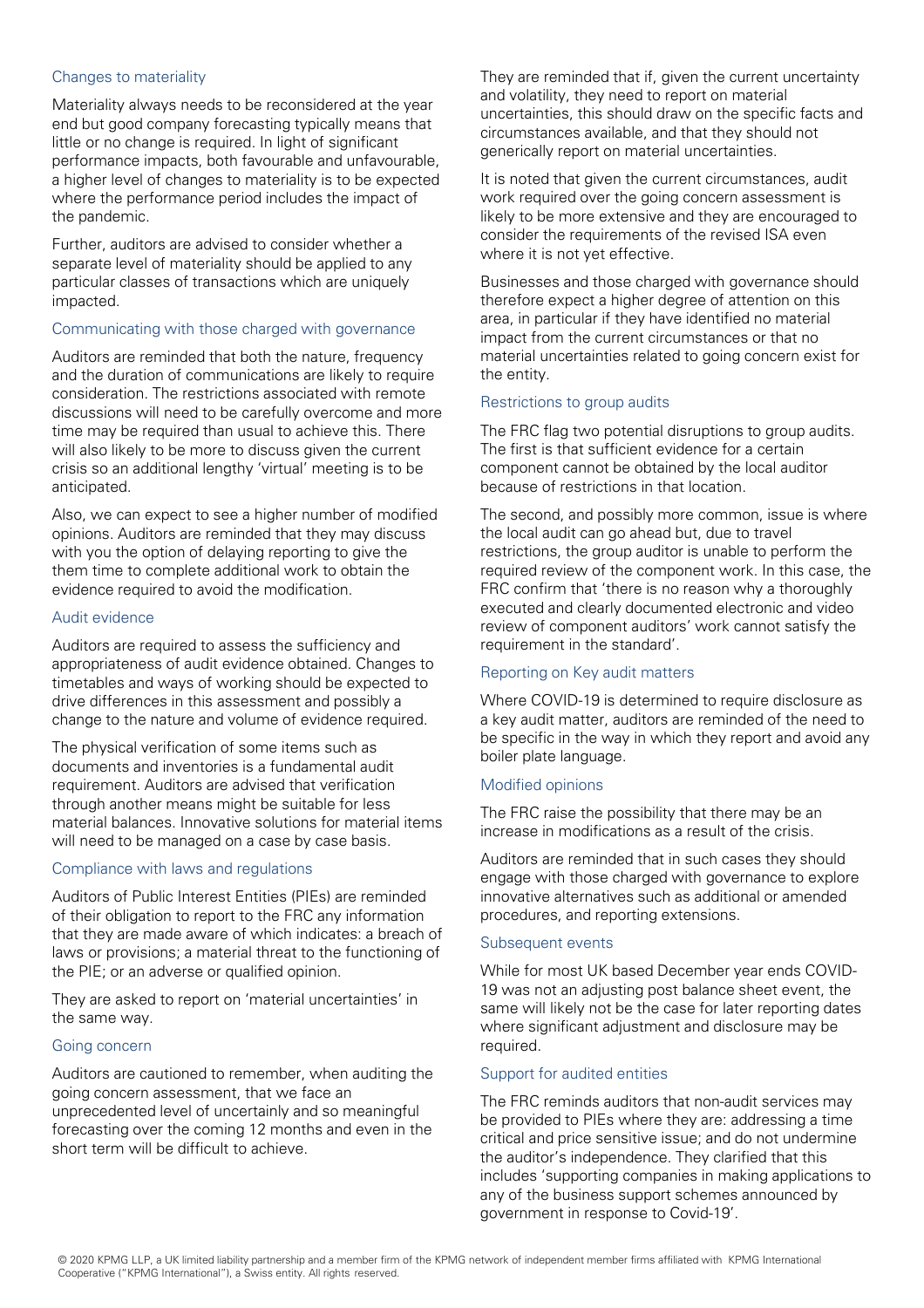### Changes to materiality

Materiality always needs to be reconsidered at the year end but good company forecasting typically means that little or no change is required. In light of significant performance impacts, both favourable and unfavourable, a higher level of changes to materiality is to be expected where the performance period includes the impact of the pandemic.

Further, auditors are advised to consider whether a separate level of materiality should be applied to any particular classes of transactions which are uniquely impacted.

### Communicating with those charged with governance

Auditors are reminded that both the nature, frequency and the duration of communications are likely to require consideration. The restrictions associated with remote discussions will need to be carefully overcome and more time may be required than usual to achieve this. There will also likely to be more to discuss given the current crisis so an additional lengthy 'virtual' meeting is to be anticipated.

Also, we can expect to see a higher number of modified opinions. Auditors are reminded that they may discuss with you the option of delaying reporting to give the them time to complete additional work to obtain the evidence required to avoid the modification.

### Audit evidence

Auditors are required to assess the sufficiency and appropriateness of audit evidence obtained. Changes to timetables and ways of working should be expected to drive differences in this assessment and possibly a change to the nature and volume of evidence required.

The physical verification of some items such as documents and inventories is a fundamental audit requirement. Auditors are advised that verification through another means might be suitable for less material balances. Innovative solutions for material items will need to be managed on a case by case basis.

### Compliance with laws and regulations

Auditors of Public Interest Entities (PIEs) are reminded of their obligation to report to the FRC any information that they are made aware of which indicates: a breach of laws or provisions; a material threat to the functioning of the PIE; or an adverse or qualified opinion.

They are asked to report on 'material uncertainties' in the same way.

### Going concern

Auditors are cautioned to remember, when auditing the going concern assessment, that we face an unprecedented level of uncertainly and so meaningful forecasting over the coming 12 months and even in the short term will be difficult to achieve.

They are reminded that if, given the current uncertainty and volatility, they need to report on material uncertainties, this should draw on the specific facts and circumstances available, and that they should not generically report on material uncertainties.

It is noted that given the current circumstances, audit work required over the going concern assessment is likely to be more extensive and they are encouraged to consider the requirements of the revised ISA even where it is not yet effective.

Businesses and those charged with governance should therefore expect a higher degree of attention on this area, in particular if they have identified no material impact from the current circumstances or that no material uncertainties related to going concern exist for the entity.

### Restrictions to group audits

The FRC flag two potential disruptions to group audits. The first is that sufficient evidence for a certain component cannot be obtained by the local auditor because of restrictions in that location.

The second, and possibly more common, issue is where the local audit can go ahead but, due to travel restrictions, the group auditor is unable to perform the required review of the component work. In this case, the FRC confirm that 'there is no reason why a thoroughly executed and clearly documented electronic and video review of component auditors' work cannot satisfy the requirement in the standard'.

### Reporting on Key audit matters

Where COVID-19 is determined to require disclosure as a key audit matter, auditors are reminded of the need to be specific in the way in which they report and avoid any boiler plate language.

### Modified opinions

The FRC raise the possibility that there may be an increase in modifications as a result of the crisis.

Auditors are reminded that in such cases they should engage with those charged with governance to explore innovative alternatives such as additional or amended procedures, and reporting extensions.

### Subsequent events

While for most UK based December year ends COVID-19 was not an adjusting post balance sheet event, the same will likely not be the case for later reporting dates where significant adjustment and disclosure may be required.

### Support for audited entities

The FRC reminds auditors that non-audit services may be provided to PIEs where they are: addressing a time critical and price sensitive issue; and do not undermine the auditor's independence. They clarified that this includes 'supporting companies in making applications to any of the business support schemes announced by government in response to Covid-19'.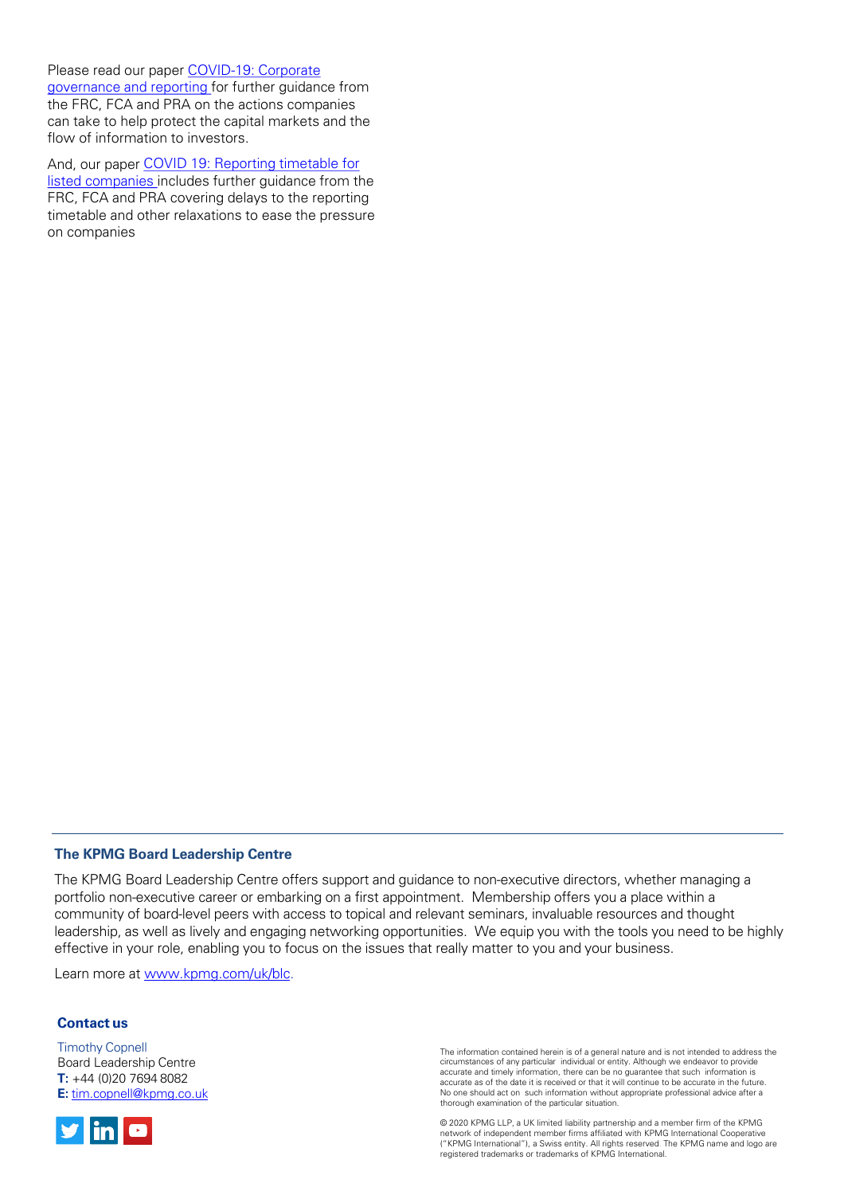Please read our paper [COVID-19: Corporate governance and reporting](#) for further guidance from the FRC, FCA and PRA on the actions companies can take to help protect the capital markets and the flow of information to investors.

And, our paper [COVID 19: Reporting timetable for listed companies](#) includes further guidance from the FRC, FCA and PRA covering delays to the reporting timetable and other relaxations to ease the pressure on companies

---

**The KPMG Board Leadership Centre**

The KPMG Board Leadership Centre offers support and guidance to non-executive directors, whether managing a portfolio non-executive career or embarking on a first appointment. Membership offers you a place within a community of board-level peers with access to topical and relevant seminars, invaluable resources and thought leadership, as well as lively and engaging networking opportunities. We equip you with the tools you need to be highly effective in your role, enabling you to focus on the issues that really matter to you and your business.

Learn more at [www.kpmg.com/uk/blc](www.kpmg.com/uk/blc).

**Contact us**

Timothy Copnell
Board Leadership Centre
**T:** +44 (0)20 7694 8082
**E:** [tim.copnell@kpmg.co.uk](mailto:tim.copnell@kpmg.co.uk)

The information contained herein is of a general nature and is not intended to address the circumstances of any particular individual or entity. Although we endeavor to provide accurate and timely information, there can be no guarantee that such information is accurate as of the date it is received or that it will continue to be accurate in the future. No one should act on such information without appropriate professional advice after a thorough examination of the particular situation.

© 2020 KPMG LLP, a UK limited liability partnership and a member firm of the KPMG network of independent member firms affiliated with KPMG International Cooperative ("KPMG International"), a Swiss entity. All rights reserved. The KPMG name and logo are registered trademarks or trademarks of KPMG International.